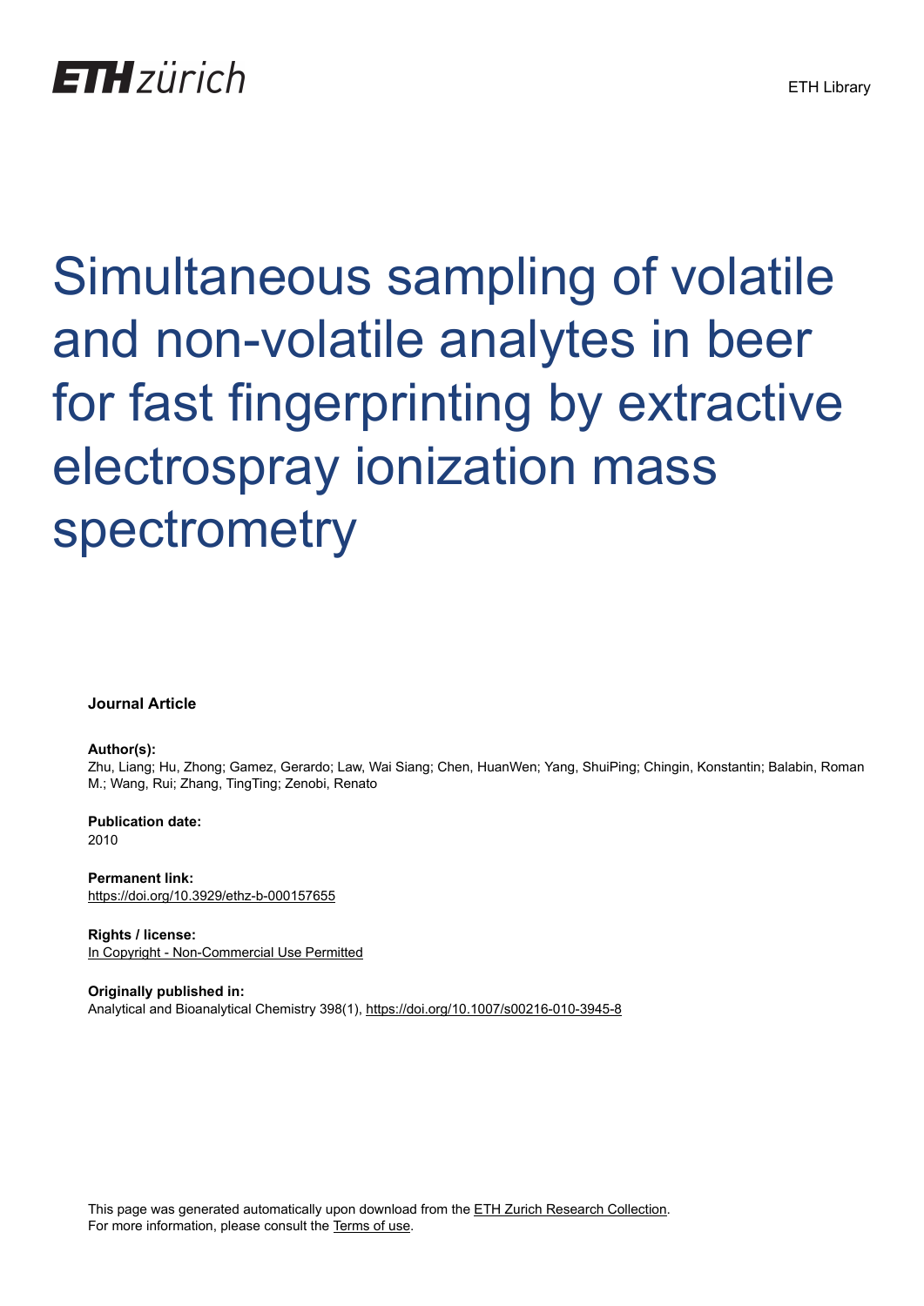ETH zürich

ETH Library

# Simultaneous sampling of volatile and non-volatile analytes in beer for fast fingerprinting by extractive electrospray ionization mass spectrometry

**Journal Article**

**Author(s):**
Zhu, Liang; Hu, Zhong; Gamez, Gerardo; Law, Wai Siang; Chen, HuanWen; Yang, ShuiPing; Chingin, Konstantin; Balabin, Roman M.; Wang, Rui; Zhang, TingTing; Zenobi, Renato

**Publication date:**
2010

**Permanent link:**
https://doi.org/10.3929/ethz-b-000157655

**Rights / license:**
In Copyright - Non-Commercial Use Permitted

**Originally published in:**
Analytical and Bioanalytical Chemistry 398(1), https://doi.org/10.1007/s00216-010-3945-8

This page was generated automatically upon download from the ETH Zurich Research Collection.
For more information, please consult the Terms of use.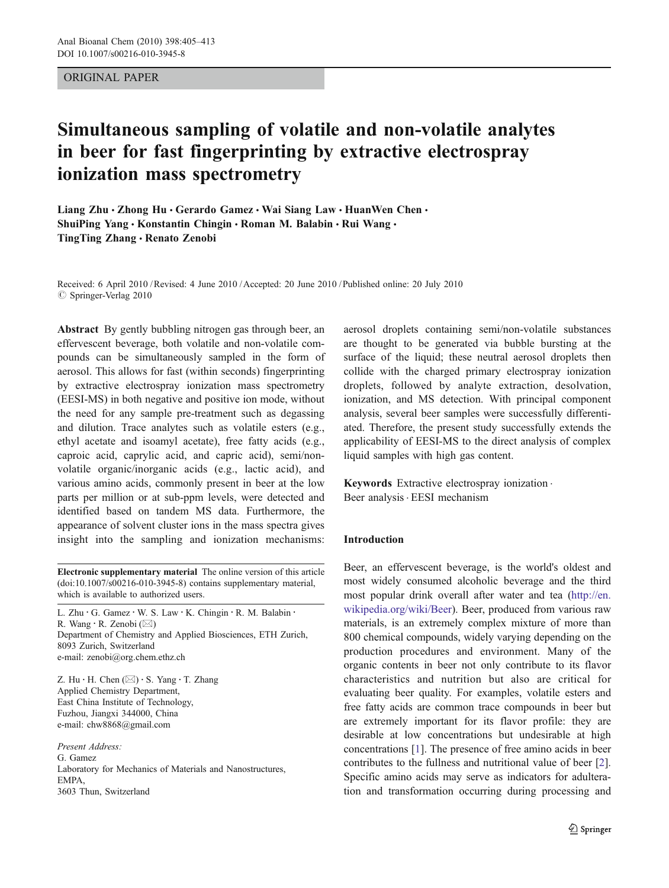# Simultaneous sampling of volatile and non-volatile analytes in beer for fast fingerprinting by extractive electrospray ionization mass spectrometry

**Liang Zhu · Zhong Hu · Gerardo Gamez · Wai Siang Law · HuanWen Chen · ShuiPing Yang · Konstantin Chingin · Roman M. Balabin · Rui Wang · TingTing Zhang · Renato Zenobi**

Received: 6 April 2010 / Revised: 4 June 2010 / Accepted: 20 June 2010 / Published online: 20 July 2010
© Springer-Verlag 2010

**Abstract** By gently bubbling nitrogen gas through beer, an effervescent beverage, both volatile and non-volatile compounds can be simultaneously sampled in the form of aerosol. This allows for fast (within seconds) fingerprinting by extractive electrospray ionization mass spectrometry (EESI-MS) in both negative and positive ion mode, without the need for any sample pre-treatment such as degassing and dilution. Trace analytes such as volatile esters (e.g., ethyl acetate and isoamyl acetate), free fatty acids (e.g., caproic acid, caprylic acid, and capric acid), semi/non-volatile organic/inorganic acids (e.g., lactic acid), and various amino acids, commonly present in beer at the low parts per million or at sub-ppm levels, were detected and identified based on tandem MS data. Furthermore, the appearance of solvent cluster ions in the mass spectra gives insight into the sampling and ionization mechanisms: aerosol droplets containing semi/non-volatile substances are thought to be generated via bubble bursting at the surface of the liquid; these neutral aerosol droplets then collide with the charged primary electrospray ionization droplets, followed by analyte extraction, desolvation, ionization, and MS detection. With principal component analysis, several beer samples were successfully differentiated. Therefore, the present study successfully extends the applicability of EESI-MS to the direct analysis of complex liquid samples with high gas content.

**Keywords** Extractive electrospray ionization · Beer analysis · EESI mechanism

**Electronic supplementary material** The online version of this article (doi:10.1007/s00216-010-3945-8) contains supplementary material, which is available to authorized users.

L. Zhu · G. Gamez · W. S. Law · K. Chingin · R. M. Balabin · R. Wang · R. Zenobi (✉)
Department of Chemistry and Applied Biosciences, ETH Zurich, 8093 Zurich, Switzerland
e-mail: zenobi@org.chem.ethz.ch

Z. Hu · H. Chen (✉) · S. Yang · T. Zhang
Applied Chemistry Department, East China Institute of Technology, Fuzhou, Jiangxi 344000, China
e-mail: chw8868@gmail.com

*Present Address:*
G. Gamez
Laboratory for Mechanics of Materials and Nanostructures, EMPA, 3603 Thun, Switzerland

## Introduction

Beer, an effervescent beverage, is the world's oldest and most widely consumed alcoholic beverage and the third most popular drink overall after water and tea (http://en.wikipedia.org/wiki/Beer). Beer, produced from various raw materials, is an extremely complex mixture of more than 800 chemical compounds, widely varying depending on the production procedures and environment. Many of the organic contents in beer not only contribute to its flavor characteristics and nutrition but also are critical for evaluating beer quality. For examples, volatile esters and free fatty acids are common trace compounds in beer but are extremely important for its flavor profile: they are desirable at low concentrations but undesirable at high concentrations [1]. The presence of free amino acids in beer contributes to the fullness and nutritional value of beer [2]. Specific amino acids may serve as indicators for adulteration and transformation occurring during processing and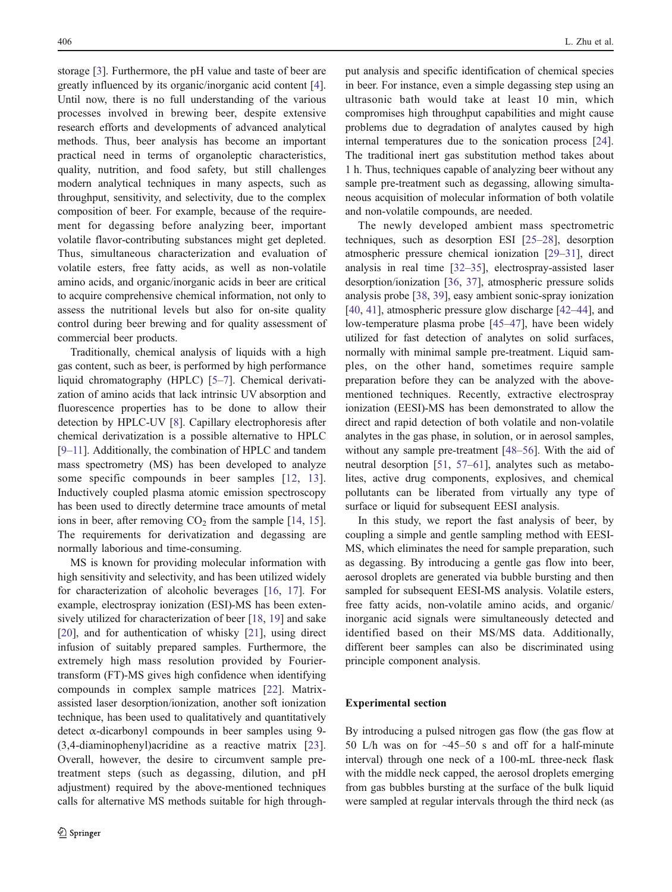storage [3]. Furthermore, the pH value and taste of beer are greatly influenced by its organic/inorganic acid content [4]. Until now, there is no full understanding of the various processes involved in brewing beer, despite extensive research efforts and developments of advanced analytical methods. Thus, beer analysis has become an important practical need in terms of organoleptic characteristics, quality, nutrition, and food safety, but still challenges modern analytical techniques in many aspects, such as throughput, sensitivity, and selectivity, due to the complex composition of beer. For example, because of the requirement for degassing before analyzing beer, important volatile flavor-contributing substances might get depleted. Thus, simultaneous characterization and evaluation of volatile esters, free fatty acids, as well as non-volatile amino acids, and organic/inorganic acids in beer are critical to acquire comprehensive chemical information, not only to assess the nutritional levels but also for on-site quality control during beer brewing and for quality assessment of commercial beer products.

Traditionally, chemical analysis of liquids with a high gas content, such as beer, is performed by high performance liquid chromatography (HPLC) [5–7]. Chemical derivatization of amino acids that lack intrinsic UV absorption and fluorescence properties has to be done to allow their detection by HPLC-UV [8]. Capillary electrophoresis after chemical derivatization is a possible alternative to HPLC [9–11]. Additionally, the combination of HPLC and tandem mass spectrometry (MS) has been developed to analyze some specific compounds in beer samples [12, 13]. Inductively coupled plasma atomic emission spectroscopy has been used to directly determine trace amounts of metal ions in beer, after removing $CO_2$ from the sample [14, 15]. The requirements for derivatization and degassing are normally laborious and time-consuming.

MS is known for providing molecular information with high sensitivity and selectivity, and has been utilized widely for characterization of alcoholic beverages [16, 17]. For example, electrospray ionization (ESI)-MS has been extensively utilized for characterization of beer [18, 19] and sake [20], and for authentication of whisky [21], using direct infusion of suitably prepared samples. Furthermore, the extremely high mass resolution provided by Fourier-transform (FT)-MS gives high confidence when identifying compounds in complex sample matrices [22]. Matrix-assisted laser desorption/ionization, another soft ionization technique, has been used to qualitatively and quantitatively detect α-dicarbonyl compounds in beer samples using 9-(3,4-diaminophenyl)acridine as a reactive matrix [23]. Overall, however, the desire to circumvent sample pre-treatment steps (such as degassing, dilution, and pH adjustment) required by the above-mentioned techniques calls for alternative MS methods suitable for high throughput analysis and specific identification of chemical species in beer. For instance, even a simple degassing step using an ultrasonic bath would take at least 10 min, which compromises high throughput capabilities and might cause problems due to degradation of analytes caused by high internal temperatures due to the sonication process [24]. The traditional inert gas substitution method takes about 1 h. Thus, techniques capable of analyzing beer without any sample pre-treatment such as degassing, allowing simultaneous acquisition of molecular information of both volatile and non-volatile compounds, are needed.

The newly developed ambient mass spectrometric techniques, such as desorption ESI [25–28], desorption atmospheric pressure chemical ionization [29–31], direct analysis in real time [32–35], electrospray-assisted laser desorption/ionization [36, 37], atmospheric pressure solids analysis probe [38, 39], easy ambient sonic-spray ionization [40, 41], atmospheric pressure glow discharge [42–44], and low-temperature plasma probe [45–47], have been widely utilized for fast detection of analytes on solid surfaces, normally with minimal sample pre-treatment. Liquid samples, on the other hand, sometimes require sample preparation before they can be analyzed with the above-mentioned techniques. Recently, extractive electrospray ionization (EESI)-MS has been demonstrated to allow the direct and rapid detection of both volatile and non-volatile analytes in the gas phase, in solution, or in aerosol samples, without any sample pre-treatment [48–56]. With the aid of neutral desorption [51, 57–61], analytes such as metabolites, active drug components, explosives, and chemical pollutants can be liberated from virtually any type of surface or liquid for subsequent EESI analysis.

In this study, we report the fast analysis of beer, by coupling a simple and gentle sampling method with EESI-MS, which eliminates the need for sample preparation, such as degassing. By introducing a gentle gas flow into beer, aerosol droplets are generated via bubble bursting and then sampled for subsequent EESI-MS analysis. Volatile esters, free fatty acids, non-volatile amino acids, and organic/inorganic acid signals were simultaneously detected and identified based on their MS/MS data. Additionally, different beer samples can also be discriminated using principle component analysis.

## Experimental section

By introducing a pulsed nitrogen gas flow (the gas flow at 50 L/h was on for ~45–50 s and off for a half-minute interval) through one neck of a 100-mL three-neck flask with the middle neck capped, the aerosol droplets emerging from gas bubbles bursting at the surface of the bulk liquid were sampled at regular intervals through the third neck (as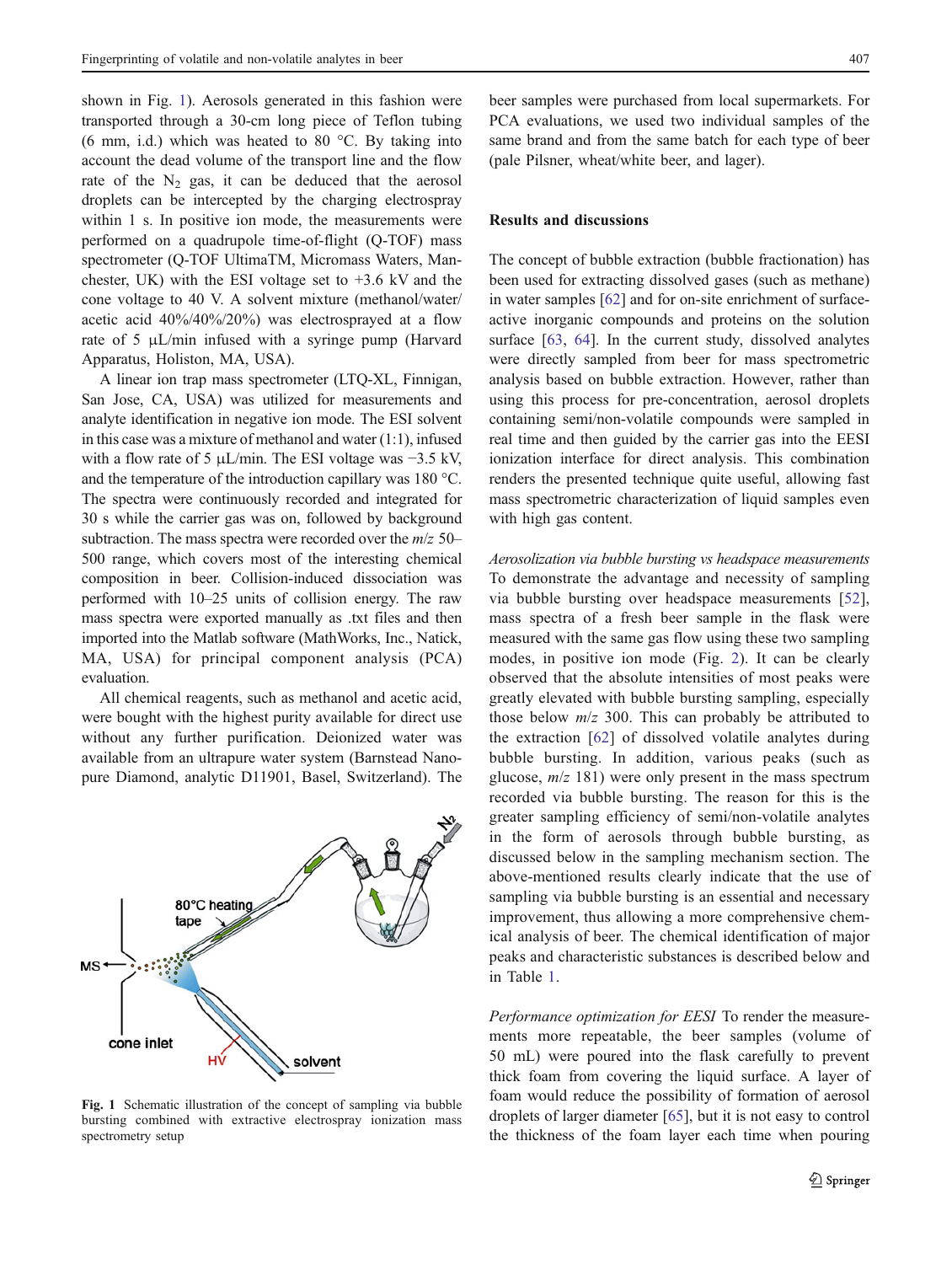shown in Fig. 1). Aerosols generated in this fashion were transported through a 30-cm long piece of Teflon tubing (6 mm, i.d.) which was heated to 80 °C. By taking into account the dead volume of the transport line and the flow rate of the $N_2$ gas, it can be deduced that the aerosol droplets can be intercepted by the charging electrospray within 1 s. In positive ion mode, the measurements were performed on a quadrupole time-of-flight (Q-TOF) mass spectrometer (Q-TOF UltimaTM, Micromass Waters, Manchester, UK) with the ESI voltage set to +3.6 kV and the cone voltage to 40 V. A solvent mixture (methanol/water/acetic acid 40%/40%/20%) was electrosprayed at a flow rate of 5 μL/min infused with a syringe pump (Harvard Apparatus, Holiston, MA, USA).

A linear ion trap mass spectrometer (LTQ-XL, Finnigan, San Jose, CA, USA) was utilized for measurements and analyte identification in negative ion mode. The ESI solvent in this case was a mixture of methanol and water (1:1), infused with a flow rate of 5 μL/min. The ESI voltage was −3.5 kV, and the temperature of the introduction capillary was 180 °C. The spectra were continuously recorded and integrated for 30 s while the carrier gas was on, followed by background subtraction. The mass spectra were recorded over the *m*/*z* 50–500 range, which covers most of the interesting chemical composition in beer. Collision-induced dissociation was performed with 10–25 units of collision energy. The raw mass spectra were exported manually as .txt files and then imported into the Matlab software (MathWorks, Inc., Natick, MA, USA) for principal component analysis (PCA) evaluation.

All chemical reagents, such as methanol and acetic acid, were bought with the highest purity available for direct use without any further purification. Deionized water was available from an ultrapure water system (Barnstead Nanopure Diamond, analytic D11901, Basel, Switzerland). The beer samples were purchased from local supermarkets. For PCA evaluations, we used two individual samples of the same brand and from the same batch for each type of beer (pale Pilsner, wheat/white beer, and lager).

**Fig. 1** Schematic illustration of the concept of sampling via bubble bursting combined with extractive electrospray ionization mass spectrometry setup

## Results and discussions

The concept of bubble extraction (bubble fractionation) has been used for extracting dissolved gases (such as methane) in water samples [62] and for on-site enrichment of surface-active inorganic compounds and proteins on the solution surface [63, 64]. In the current study, dissolved analytes were directly sampled from beer for mass spectrometric analysis based on bubble extraction. However, rather than using this process for pre-concentration, aerosol droplets containing semi/non-volatile compounds were sampled in real time and then guided by the carrier gas into the EESI ionization interface for direct analysis. This combination renders the presented technique quite useful, allowing fast mass spectrometric characterization of liquid samples even with high gas content.

*Aerosolization via bubble bursting vs headspace measurements* To demonstrate the advantage and necessity of sampling via bubble bursting over headspace measurements [52], mass spectra of a fresh beer sample in the flask were measured with the same gas flow using these two sampling modes, in positive ion mode (Fig. 2). It can be clearly observed that the absolute intensities of most peaks were greatly elevated with bubble bursting sampling, especially those below *m*/*z* 300. This can probably be attributed to the extraction [62] of dissolved volatile analytes during bubble bursting. In addition, various peaks (such as glucose, *m*/*z* 181) were only present in the mass spectrum recorded via bubble bursting. The reason for this is the greater sampling efficiency of semi/non-volatile analytes in the form of aerosols through bubble bursting, as discussed below in the sampling mechanism section. The above-mentioned results clearly indicate that the use of sampling via bubble bursting is an essential and necessary improvement, thus allowing a more comprehensive chemical analysis of beer. The chemical identification of major peaks and characteristic substances is described below and in Table 1.

*Performance optimization for EESI* To render the measurements more repeatable, the beer samples (volume of 50 mL) were poured into the flask carefully to prevent thick foam from covering the liquid surface. A layer of foam would reduce the possibility of formation of aerosol droplets of larger diameter [65], but it is not easy to control the thickness of the foam layer each time when pouring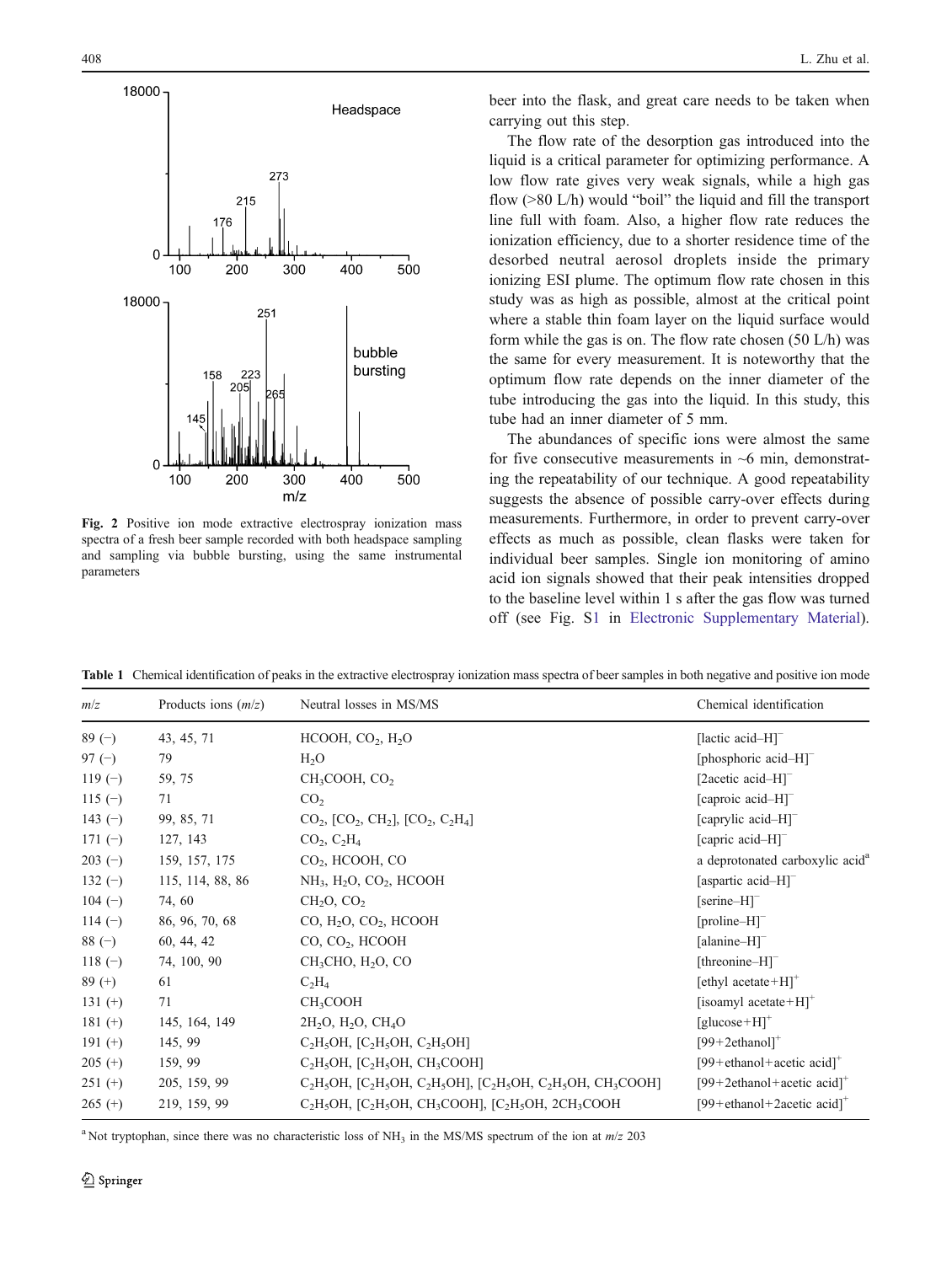Fig. 2 Positive ion mode extractive electrospray ionization mass spectra of a fresh beer sample recorded with both headspace sampling and sampling via bubble bursting, using the same instrumental parameters

beer into the flask, and great care needs to be taken when carrying out this step.

The flow rate of the desorption gas introduced into the liquid is a critical parameter for optimizing performance. A low flow rate gives very weak signals, while a high gas flow (>80 L/h) would "boil" the liquid and fill the transport line full with foam. Also, a higher flow rate reduces the ionization efficiency, due to a shorter residence time of the desorbed neutral aerosol droplets inside the primary ionizing ESI plume. The optimum flow rate chosen in this study was as high as possible, almost at the critical point where a stable thin foam layer on the liquid surface would form while the gas is on. The flow rate chosen (50 L/h) was the same for every measurement. It is noteworthy that the optimum flow rate depends on the inner diameter of the tube introducing the gas into the liquid. In this study, this tube had an inner diameter of 5 mm.

The abundances of specific ions were almost the same for five consecutive measurements in ~6 min, demonstrating the repeatability of our technique. A good repeatability suggests the absence of possible carry-over effects during measurements. Furthermore, in order to prevent carry-over effects as much as possible, clean flasks were taken for individual beer samples. Single ion monitoring of amino acid ion signals showed that their peak intensities dropped to the baseline level within 1 s after the gas flow was turned off (see Fig. S1 in Electronic Supplementary Material).

**Table 1** Chemical identification of peaks in the extractive electrospray ionization mass spectra of beer samples in both negative and positive ion mode

| *m/z* | Products ions (*m/z*) | Neutral losses in MS/MS | Chemical identification |
|---|---|---|---|
| 89 (−) | 43, 45, 71 | HCOOH, $CO_2$, $H_2O$ | [lactic acid–H]$^-$ |
| 97 (−) | 79 | $H_2O$ | [phosphoric acid–H]$^-$ |
| 119 (−) | 59, 75 | $CH_3COOH$, $CO_2$ | [2acetic acid–H]$^-$ |
| 115 (−) | 71 | $CO_2$ | [caproic acid–H]$^-$ |
| 143 (−) | 99, 85, 71 | $CO_2$, [$CO_2$, $CH_2$], [$CO_2$, $C_2H_4$] | [caprylic acid–H]$^-$ |
| 171 (−) | 127, 143 | $CO_2$, $C_2H_4$ | [capric acid–H]$^-$ |
| 203 (−) | 159, 157, 175 | $CO_2$, HCOOH, CO | a deprotonated carboxylic acid[a] |
| 132 (−) | 115, 114, 88, 86 | $NH_3$, $H_2O$, $CO_2$, HCOOH | [aspartic acid–H]$^-$ |
| 104 (−) | 74, 60 | $CH_2O$, $CO_2$ | [serine–H]$^-$ |
| 114 (−) | 86, 96, 70, 68 | CO, $H_2O$, $CO_2$, HCOOH | [proline–H]$^-$ |
| 88 (−) | 60, 44, 42 | CO, $CO_2$, HCOOH | [alanine–H]$^-$ |
| 118 (−) | 74, 100, 90 | $CH_3CHO$, $H_2O$, CO | [threonine–H]$^-$ |
| 89 (+) | 61 | $C_2H_4$ | [ethyl acetate+H]$^+$ |
| 131 (+) | 71 | $CH_3COOH$ | [isoamyl acetate+H]$^+$ |
| 181 (+) | 145, 164, 149 | $2H_2O$, $H_2O$, $CH_4O$ | [glucose+H]$^+$ |
| 191 (+) | 145, 99 | $C_2H_5OH$, [$C_2H_5OH$, $C_2H_5OH$] | [99+2ethanol]$^+$ |
| 205 (+) | 159, 99 | $C_2H_5OH$, [$C_2H_5OH$, $CH_3COOH$] | [99+ethanol+acetic acid]$^+$ |
| 251 (+) | 205, 159, 99 | $C_2H_5OH$, [$C_2H_5OH$, $C_2H_5OH$], [$C_2H_5OH$, $C_2H_5OH$, $CH_3COOH$] | [99+2ethanol+acetic acid]$^+$ |
| 265 (+) | 219, 159, 99 | $C_2H_5OH$, [$C_2H_5OH$, $CH_3COOH$], [$C_2H_5OH$, $2CH_3COOH$ | [99+ethanol+2acetic acid]$^+$ |

[a] Not tryptophan, since there was no characteristic loss of $NH_3$ in the MS/MS spectrum of the ion at *m/z* 203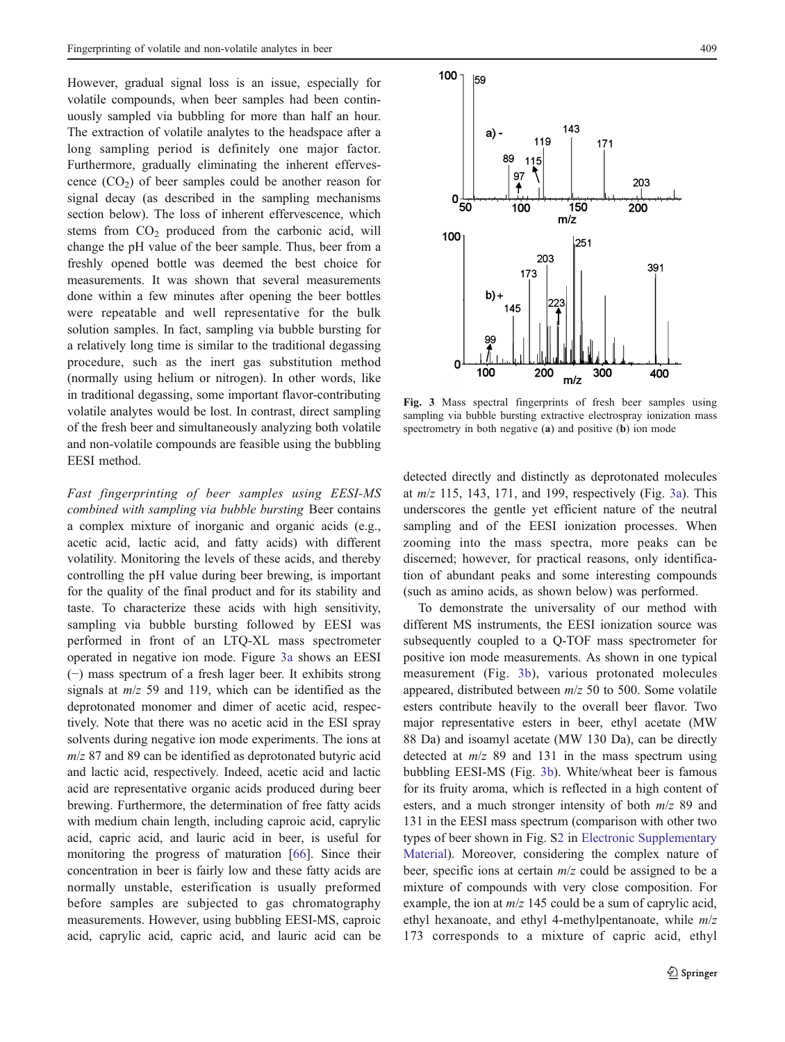However, gradual signal loss is an issue, especially for volatile compounds, when beer samples had been continuously sampled via bubbling for more than half an hour. The extraction of volatile analytes to the headspace after a long sampling period is definitely one major factor. Furthermore, gradually eliminating the inherent effervescence ($CO_2$) of beer samples could be another reason for signal decay (as described in the sampling mechanisms section below). The loss of inherent effervescence, which stems from $CO_2$ produced from the carbonic acid, will change the pH value of the beer sample. Thus, beer from a freshly opened bottle was deemed the best choice for measurements. It was shown that several measurements done within a few minutes after opening the beer bottles were repeatable and well representative for the bulk solution samples. In fact, sampling via bubble bursting for a relatively long time is similar to the traditional degassing procedure, such as the inert gas substitution method (normally using helium or nitrogen). In other words, like in traditional degassing, some important flavor-contributing volatile analytes would be lost. In contrast, direct sampling of the fresh beer and simultaneously analyzing both volatile and non-volatile compounds are feasible using the bubbling EESI method.

*Fast fingerprinting of beer samples using EESI-MS combined with sampling via bubble bursting* Beer contains a complex mixture of inorganic and organic acids (e.g., acetic acid, lactic acid, and fatty acids) with different volatility. Monitoring the levels of these acids, and thereby controlling the pH value during beer brewing, is important for the quality of the final product and for its stability and taste. To characterize these acids with high sensitivity, sampling via bubble bursting followed by EESI was performed in front of an LTQ-XL mass spectrometer operated in negative ion mode. Figure 3a shows an EESI (−) mass spectrum of a fresh lager beer. It exhibits strong signals at *m*/*z* 59 and 119, which can be identified as the deprotonated monomer and dimer of acetic acid, respectively. Note that there was no acetic acid in the ESI spray solvents during negative ion mode experiments. The ions at *m*/*z* 87 and 89 can be identified as deprotonated butyric acid and lactic acid, respectively. Indeed, acetic acid and lactic acid are representative organic acids produced during beer brewing. Furthermore, the determination of free fatty acids with medium chain length, including caproic acid, caprylic acid, capric acid, and lauric acid in beer, is useful for monitoring the progress of maturation [66]. Since their concentration in beer is fairly low and these fatty acids are normally unstable, esterification is usually preformed before samples are subjected to gas chromatography measurements. However, using bubbling EESI-MS, caproic acid, caprylic acid, capric acid, and lauric acid can be detected directly and distinctly as deprotonated molecules at *m*/*z* 115, 143, 171, and 199, respectively (Fig. 3a). This underscores the gentle yet efficient nature of the neutral sampling and of the EESI ionization processes. When zooming into the mass spectra, more peaks can be discerned; however, for practical reasons, only identification of abundant peaks and some interesting compounds (such as amino acids, as shown below) was performed.

a) -
59
89
97
115
119
143
171
203
m/z
50 100 150 200

b) +
99
145
173
203
223
251
391
m/z
100 200 300 400

**Fig. 3** Mass spectral fingerprints of fresh beer samples using sampling via bubble bursting extractive electrospray ionization mass spectrometry in both negative (**a**) and positive (**b**) ion mode

To demonstrate the universality of our method with different MS instruments, the EESI ionization source was subsequently coupled to a Q-TOF mass spectrometer for positive ion mode measurements. As shown in one typical measurement (Fig. 3b), various protonated molecules appeared, distributed between *m*/*z* 50 to 500. Some volatile esters contribute heavily to the overall beer flavor. Two major representative esters in beer, ethyl acetate (MW 88 Da) and isoamyl acetate (MW 130 Da), can be directly detected at *m*/*z* 89 and 131 in the mass spectrum using bubbling EESI-MS (Fig. 3b). White/wheat beer is famous for its fruity aroma, which is reflected in a high content of esters, and a much stronger intensity of both *m*/*z* 89 and 131 in the EESI mass spectrum (comparison with other two types of beer shown in Fig. S2 in Electronic Supplementary Material). Moreover, considering the complex nature of beer, specific ions at certain *m*/*z* could be assigned to be a mixture of compounds with very close composition. For example, the ion at *m*/*z* 145 could be a sum of caprylic acid, ethyl hexanoate, and ethyl 4-methylpentanoate, while *m*/*z* 173 corresponds to a mixture of capric acid, ethyl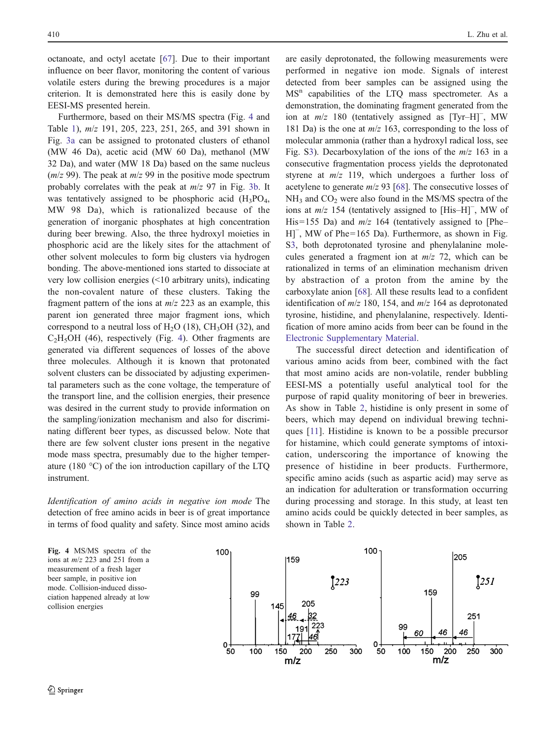octanoate, and octyl acetate [67]. Due to their important influence on beer flavor, monitoring the content of various volatile esters during the brewing procedures is a major criterion. It is demonstrated here this is easily done by EESI-MS presented herein.

Furthermore, based on their MS/MS spectra (Fig. 4 and Table 1), *m/z* 191, 205, 223, 251, 265, and 391 shown in Fig. 3a can be assigned to protonated clusters of ethanol (MW 46 Da), acetic acid (MW 60 Da), methanol (MW 32 Da), and water (MW 18 Da) based on the same nucleus (*m/z* 99). The peak at *m/z* 99 in the positive mode spectrum probably correlates with the peak at *m/z* 97 in Fig. 3b. It was tentatively assigned to be phosphoric acid ($H_3PO_4$, MW 98 Da), which is rationalized because of the generation of inorganic phosphates at high concentration during beer brewing. Also, the three hydroxyl moieties in phosphoric acid are the likely sites for the attachment of other solvent molecules to form big clusters via hydrogen bonding. The above-mentioned ions started to dissociate at very low collision energies (<10 arbitrary units), indicating the non-covalent nature of these clusters. Taking the fragment pattern of the ions at *m/z* 223 as an example, this parent ion generated three major fragment ions, which correspond to a neutral loss of $H_2O$ (18), $CH_3OH$ (32), and $C_2H_5OH$ (46), respectively (Fig. 4). Other fragments are generated via different sequences of losses of the above three molecules. Although it is known that protonated solvent clusters can be dissociated by adjusting experimental parameters such as the cone voltage, the temperature of the transport line, and the collision energies, their presence was desired in the current study to provide information on the sampling/ionization mechanism and also for discriminating different beer types, as discussed below. Note that there are few solvent cluster ions present in the negative mode mass spectra, presumably due to the higher temperature (180 °C) of the ion introduction capillary of the LTQ instrument.

*Identification of amino acids in negative ion mode* The detection of free amino acids in beer is of great importance in terms of food quality and safety. Since most amino acids are easily deprotonated, the following measurements were performed in negative ion mode. Signals of interest detected from beer samples can be assigned using the $MS^n$ capabilities of the LTQ mass spectrometer. As a demonstration, the dominating fragment generated from the ion at *m/z* 180 (tentatively assigned as $[Tyr–H]^-$, MW 181 Da) is the one at *m/z* 163, corresponding to the loss of molecular ammonia (rather than a hydroxyl radical loss, see Fig. S3). Decarboxylation of the ions of the *m/z* 163 in a consecutive fragmentation process yields the deprotonated styrene at *m/z* 119, which undergoes a further loss of acetylene to generate *m/z* 93 [68]. The consecutive losses of $NH_3$ and $CO_2$ were also found in the MS/MS spectra of the ions at *m/z* 154 (tentatively assigned to $[His–H]^-$, MW of His=155 Da) and *m/z* 164 (tentatively assigned to $[Phe–H]^-$, MW of Phe=165 Da). Furthermore, as shown in Fig. S3, both deprotonated tyrosine and phenylalanine molecules generated a fragment ion at *m/z* 72, which can be rationalized in terms of an elimination mechanism driven by abstraction of a proton from the amine by the carboxylate anion [68]. All these results lead to a confident identification of *m/z* 180, 154, and *m/z* 164 as deprotonated tyrosine, histidine, and phenylalanine, respectively. Identification of more amino acids from beer can be found in the Electronic Supplementary Material.

The successful direct detection and identification of various amino acids from beer, combined with the fact that most amino acids are non-volatile, render bubbling EESI-MS a potentially useful analytical tool for the purpose of rapid quality monitoring of beer in breweries. As show in Table 2, histidine is only present in some of beers, which may depend on individual brewing techniques [11]. Histidine is known to be a possible precursor for histamine, which could generate symptoms of intoxication, underscoring the importance of knowing the presence of histidine in beer products. Furthermore, specific amino acids (such as aspartic acid) may serve as an indication for adulteration or transformation occurring during processing and storage. In this study, at least ten amino acids could be quickly detected in beer samples, as shown in Table 2.

**Fig. 4** MS/MS spectra of the ions at *m/z* 223 and 251 from a measurement of a fresh lager beer sample, in positive ion mode. Collision-induced dissociation happened already at low collision energies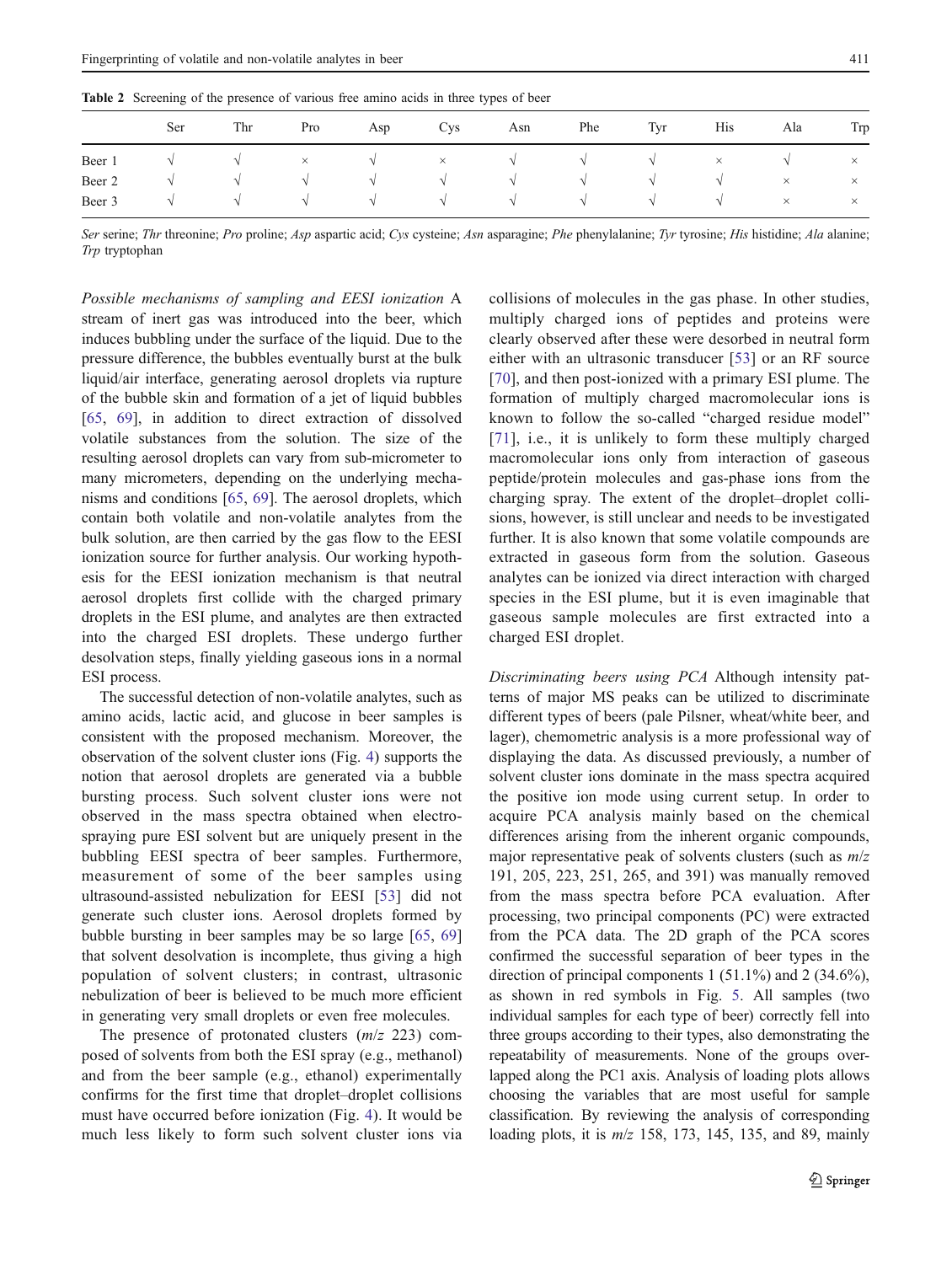**Table 2** Screening of the presence of various free amino acids in three types of beer

| | Ser | Thr | Pro | Asp | Cys | Asn | Phe | Tyr | His | Ala | Trp |
|---|---|---|---|---|---|---|---|---|---|---|---|
| Beer 1 | √ | √ | × | √ | × | √ | √ | √ | × | √ | × |
| Beer 2 | √ | √ | √ | √ | √ | √ | √ | √ | √ | × | × |
| Beer 3 | √ | √ | √ | √ | √ | √ | √ | √ | √ | × | × |

*Ser* serine; *Thr* threonine; *Pro* proline; *Asp* aspartic acid; *Cys* cysteine; *Asn* asparagine; *Phe* phenylalanine; *Tyr* tyrosine; *His* histidine; *Ala* alanine; *Trp* tryptophan

*Possible mechanisms of sampling and EESI ionization* A stream of inert gas was introduced into the beer, which induces bubbling under the surface of the liquid. Due to the pressure difference, the bubbles eventually burst at the bulk liquid/air interface, generating aerosol droplets via rupture of the bubble skin and formation of a jet of liquid bubbles [65, 69], in addition to direct extraction of dissolved volatile substances from the solution. The size of the resulting aerosol droplets can vary from sub-micrometer to many micrometers, depending on the underlying mechanisms and conditions [65, 69]. The aerosol droplets, which contain both volatile and non-volatile analytes from the bulk solution, are then carried by the gas flow to the EESI ionization source for further analysis. Our working hypothesis for the EESI ionization mechanism is that neutral aerosol droplets first collide with the charged primary droplets in the ESI plume, and analytes are then extracted into the charged ESI droplets. These undergo further desolvation steps, finally yielding gaseous ions in a normal ESI process.

The successful detection of non-volatile analytes, such as amino acids, lactic acid, and glucose in beer samples is consistent with the proposed mechanism. Moreover, the observation of the solvent cluster ions (Fig. 4) supports the notion that aerosol droplets are generated via a bubble bursting process. Such solvent cluster ions were not observed in the mass spectra obtained when electrospraying pure ESI solvent but are uniquely present in the bubbling EESI spectra of beer samples. Furthermore, measurement of some of the beer samples using ultrasound-assisted nebulization for EESI [53] did not generate such cluster ions. Aerosol droplets formed by bubble bursting in beer samples may be so large [65, 69] that solvent desolvation is incomplete, thus giving a high population of solvent clusters; in contrast, ultrasonic nebulization of beer is believed to be much more efficient in generating very small droplets or even free molecules.

The presence of protonated clusters (*m*/*z* 223) composed of solvents from both the ESI spray (e.g., methanol) and from the beer sample (e.g., ethanol) experimentally confirms for the first time that droplet–droplet collisions must have occurred before ionization (Fig. 4). It would be much less likely to form such solvent cluster ions via collisions of molecules in the gas phase. In other studies, multiply charged ions of peptides and proteins were clearly observed after these were desorbed in neutral form either with an ultrasonic transducer [53] or an RF source [70], and then post-ionized with a primary ESI plume. The formation of multiply charged macromolecular ions is known to follow the so-called "charged residue model" [71], i.e., it is unlikely to form these multiply charged macromolecular ions only from interaction of gaseous peptide/protein molecules and gas-phase ions from the charging spray. The extent of the droplet–droplet collisions, however, is still unclear and needs to be investigated further. It is also known that some volatile compounds are extracted in gaseous form from the solution. Gaseous analytes can be ionized via direct interaction with charged species in the ESI plume, but it is even imaginable that gaseous sample molecules are first extracted into a charged ESI droplet.

*Discriminating beers using PCA* Although intensity patterns of major MS peaks can be utilized to discriminate different types of beers (pale Pilsner, wheat/white beer, and lager), chemometric analysis is a more professional way of displaying the data. As discussed previously, a number of solvent cluster ions dominate in the mass spectra acquired the positive ion mode using current setup. In order to acquire PCA analysis mainly based on the chemical differences arising from the inherent organic compounds, major representative peak of solvents clusters (such as *m*/*z* 191, 205, 223, 251, 265, and 391) was manually removed from the mass spectra before PCA evaluation. After processing, two principal components (PC) were extracted from the PCA data. The 2D graph of the PCA scores confirmed the successful separation of beer types in the direction of principal components 1 (51.1%) and 2 (34.6%), as shown in red symbols in Fig. 5. All samples (two individual samples for each type of beer) correctly fell into three groups according to their types, also demonstrating the repeatability of measurements. None of the groups overlapped along the PC1 axis. Analysis of loading plots allows choosing the variables that are most useful for sample classification. By reviewing the analysis of corresponding loading plots, it is *m*/*z* 158, 173, 145, 135, and 89, mainly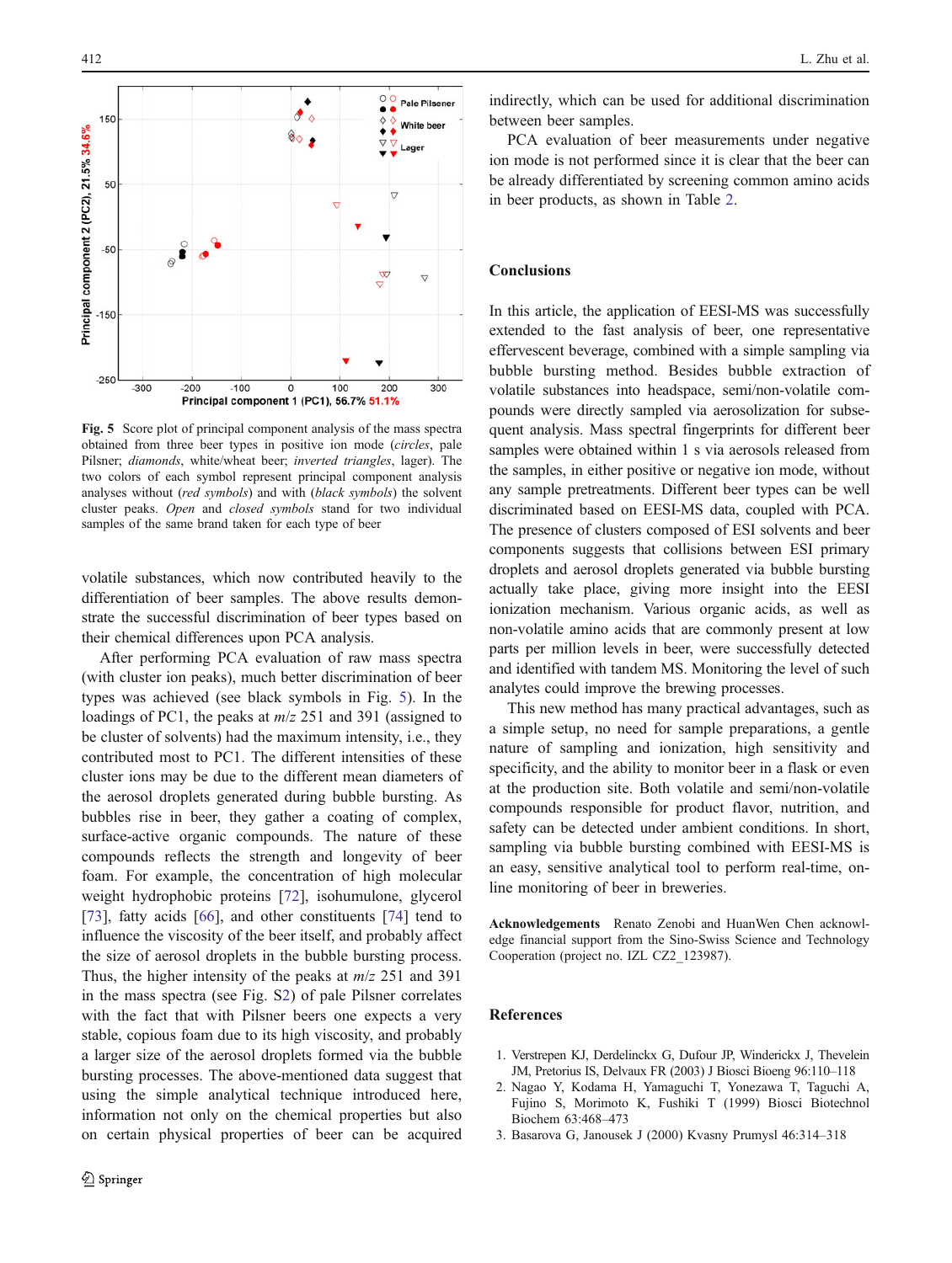Principal component 2 (PC2), 21.5% 34.6%

150

50

-50

-150

-250

-300 -200 -100 0 100 200 300

Principal component 1 (PC1), 56.7% 51.1%

Pale Pilsener

White beer

Lager

**Fig. 5** Score plot of principal component analysis of the mass spectra obtained from three beer types in positive ion mode (*circles*, pale Pilsner; *diamonds*, white/wheat beer; *inverted triangles*, lager). The two colors of each symbol represent principal component analysis analyses without (*red symbols*) and with (*black symbols*) the solvent cluster peaks. *Open* and *closed symbols* stand for two individual samples of the same brand taken for each type of beer

volatile substances, which now contributed heavily to the differentiation of beer samples. The above results demonstrate the successful discrimination of beer types based on their chemical differences upon PCA analysis.

After performing PCA evaluation of raw mass spectra (with cluster ion peaks), much better discrimination of beer types was achieved (see black symbols in Fig. 5). In the loadings of PC1, the peaks at *m/z* 251 and 391 (assigned to be cluster of solvents) had the maximum intensity, i.e., they contributed most to PC1. The different intensities of these cluster ions may be due to the different mean diameters of the aerosol droplets generated during bubble bursting. As bubbles rise in beer, they gather a coating of complex, surface-active organic compounds. The nature of these compounds reflects the strength and longevity of beer foam. For example, the concentration of high molecular weight hydrophobic proteins [72], isohumulone, glycerol [73], fatty acids [66], and other constituents [74] tend to influence the viscosity of the beer itself, and probably affect the size of aerosol droplets in the bubble bursting process. Thus, the higher intensity of the peaks at *m/z* 251 and 391 in the mass spectra (see Fig. S2) of pale Pilsner correlates with the fact that with Pilsner beers one expects a very stable, copious foam due to its high viscosity, and probably a larger size of the aerosol droplets formed via the bubble bursting processes. The above-mentioned data suggest that using the simple analytical technique introduced here, information not only on the chemical properties but also on certain physical properties of beer can be acquired indirectly, which can be used for additional discrimination between beer samples.

PCA evaluation of beer measurements under negative ion mode is not performed since it is clear that the beer can be already differentiated by screening common amino acids in beer products, as shown in Table 2.

## Conclusions

In this article, the application of EESI-MS was successfully extended to the fast analysis of beer, one representative effervescent beverage, combined with a simple sampling via bubble bursting method. Besides bubble extraction of volatile substances into headspace, semi/non-volatile compounds were directly sampled via aerosolization for subsequent analysis. Mass spectral fingerprints for different beer samples were obtained within 1 s via aerosols released from the samples, in either positive or negative ion mode, without any sample pretreatments. Different beer types can be well discriminated based on EESI-MS data, coupled with PCA. The presence of clusters composed of ESI solvents and beer components suggests that collisions between ESI primary droplets and aerosol droplets generated via bubble bursting actually take place, giving more insight into the EESI ionization mechanism. Various organic acids, as well as non-volatile amino acids that are commonly present at low parts per million levels in beer, were successfully detected and identified with tandem MS. Monitoring the level of such analytes could improve the brewing processes.

This new method has many practical advantages, such as a simple setup, no need for sample preparations, a gentle nature of sampling and ionization, high sensitivity and specificity, and the ability to monitor beer in a flask or even at the production site. Both volatile and semi/non-volatile compounds responsible for product flavor, nutrition, and safety can be detected under ambient conditions. In short, sampling via bubble bursting combined with EESI-MS is an easy, sensitive analytical tool to perform real-time, online monitoring of beer in breweries.

**Acknowledgements** Renato Zenobi and HuanWen Chen acknowledge financial support from the Sino-Swiss Science and Technology Cooperation (project no. IZL CZ2_123987).

## References

1. Verstrepen KJ, Derdelinckx G, Dufour JP, Winderickx J, Thevelein JM, Pretorius IS, Delvaux FR (2003) J Biosci Bioeng 96:110–118
2. Nagao Y, Kodama H, Yamaguchi T, Yonezawa T, Taguchi A, Fujino S, Morimoto K, Fushiki T (1999) Biosci Biotechnol Biochem 63:468–473
3. Basarova G, Janousek J (2000) Kvasny Prumysl 46:314–318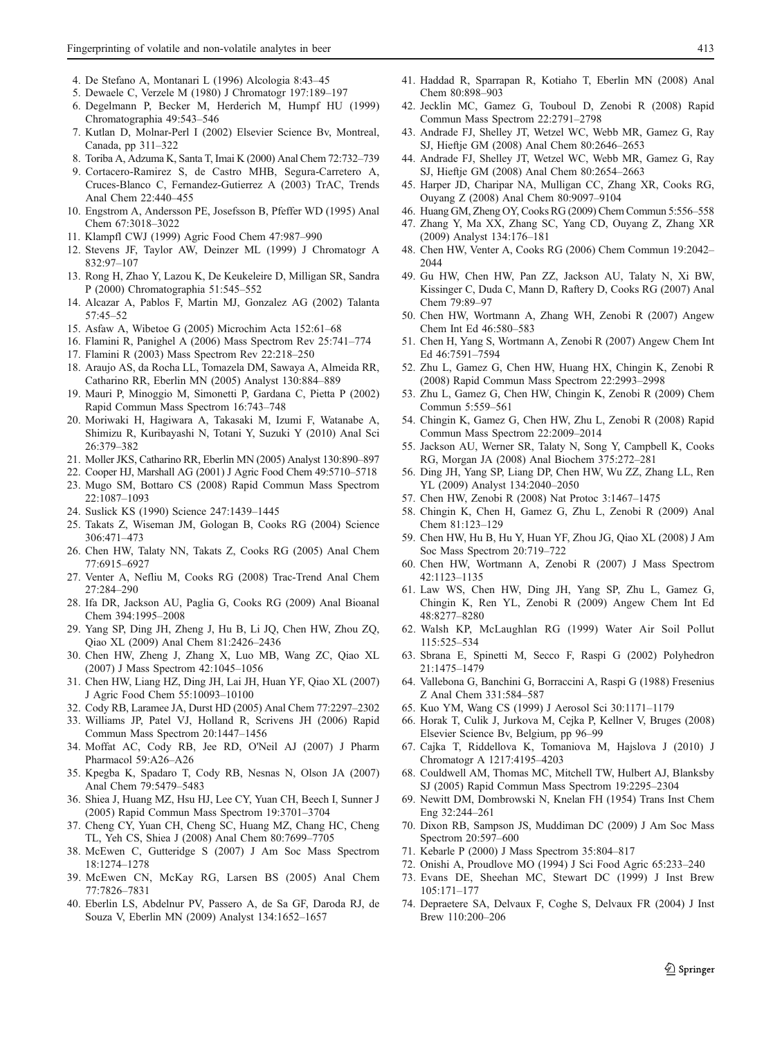4. De Stefano A, Montanari L (1996) Alcologia 8:43–45
5. Dewaele C, Verzele M (1980) J Chromatogr 197:189–197
6. Degelmann P, Becker M, Herderich M, Humpf HU (1999) Chromatographia 49:543–546
7. Kutlan D, Molnar-Perl I (2002) Elsevier Science Bv, Montreal, Canada, pp 311–322
8. Toriba A, Adzuma K, Santa T, Imai K (2000) Anal Chem 72:732–739
9. Cortacero-Ramirez S, de Castro MHB, Segura-Carretero A, Cruces-Blanco C, Fernandez-Gutierrez A (2003) TrAC, Trends Anal Chem 22:440–455
10. Engstrom A, Andersson PE, Josefsson B, Pfeffer WD (1995) Anal Chem 67:3018–3022
11. Klampfl CWJ (1999) Agric Food Chem 47:987–990
12. Stevens JF, Taylor AW, Deinzer ML (1999) J Chromatogr A 832:97–107
13. Rong H, Zhao Y, Lazou K, De Keukeleire D, Milligan SR, Sandra P (2000) Chromatographia 51:545–552
14. Alcazar A, Pablos F, Martin MJ, Gonzalez AG (2002) Talanta 57:45–52
15. Asfaw A, Wibetoe G (2005) Microchim Acta 152:61–68
16. Flamini R, Panighel A (2006) Mass Spectrom Rev 25:741–774
17. Flamini R (2003) Mass Spectrom Rev 22:218–250
18. Araujo AS, da Rocha LL, Tomazela DM, Sawaya A, Almeida RR, Catharino RR, Eberlin MN (2005) Analyst 130:884–889
19. Mauri P, Minoggio M, Simonetti P, Gardana C, Pietta P (2002) Rapid Commun Mass Spectrom 16:743–748
20. Moriwaki H, Hagiwara A, Takasaki M, Izumi F, Watanabe A, Shimizu R, Kuribayashi N, Totani Y, Suzuki Y (2010) Anal Sci 26:379–382
21. Moller JKS, Catharino RR, Eberlin MN (2005) Analyst 130:890–897
22. Cooper HJ, Marshall AG (2001) J Agric Food Chem 49:5710–5718
23. Mugo SM, Bottaro CS (2008) Rapid Commun Mass Spectrom 22:1087–1093
24. Suslick KS (1990) Science 247:1439–1445
25. Takats Z, Wiseman JM, Gologan B, Cooks RG (2004) Science 306:471–473
26. Chen HW, Talaty NN, Takats Z, Cooks RG (2005) Anal Chem 77:6915–6927
27. Venter A, Nefliu M, Cooks RG (2008) Trac-Trend Anal Chem 27:284–290
28. Ifa DR, Jackson AU, Paglia G, Cooks RG (2009) Anal Bioanal Chem 394:1995–2008
29. Yang SP, Ding JH, Zheng J, Hu B, Li JQ, Chen HW, Zhou ZQ, Qiao XL (2009) Anal Chem 81:2426–2436
30. Chen HW, Zheng J, Zhang X, Luo MB, Wang ZC, Qiao XL (2007) J Mass Spectrom 42:1045–1056
31. Chen HW, Liang HZ, Ding JH, Lai JH, Huan YF, Qiao XL (2007) J Agric Food Chem 55:10093–10100
32. Cody RB, Laramee JA, Durst HD (2005) Anal Chem 77:2297–2302
33. Williams JP, Patel VJ, Holland R, Scrivens JH (2006) Rapid Commun Mass Spectrom 20:1447–1456
34. Moffat AC, Cody RB, Jee RD, O'Neil AJ (2007) J Pharm Pharmacol 59:A26–A26
35. Kpegba K, Spadaro T, Cody RB, Nesnas N, Olson JA (2007) Anal Chem 79:5479–5483
36. Shiea J, Huang MZ, Hsu HJ, Lee CY, Yuan CH, Beech I, Sunner J (2005) Rapid Commun Mass Spectrom 19:3701–3704
37. Cheng CY, Yuan CH, Cheng SC, Huang MZ, Chang HC, Cheng TL, Yeh CS, Shiea J (2008) Anal Chem 80:7699–7705
38. McEwen C, Gutteridge S (2007) J Am Soc Mass Spectrom 18:1274–1278
39. McEwen CN, McKay RG, Larsen BS (2005) Anal Chem 77:7826–7831
40. Eberlin LS, Abdelnur PV, Passero A, de Sa GF, Daroda RJ, de Souza V, Eberlin MN (2009) Analyst 134:1652–1657
41. Haddad R, Sparrapan R, Kotiaho T, Eberlin MN (2008) Anal Chem 80:898–903
42. Jecklin MC, Gamez G, Touboul D, Zenobi R (2008) Rapid Commun Mass Spectrom 22:2791–2798
43. Andrade FJ, Shelley JT, Wetzel WC, Webb MR, Gamez G, Ray SJ, Hieftje GM (2008) Anal Chem 80:2646–2653
44. Andrade FJ, Shelley JT, Wetzel WC, Webb MR, Gamez G, Ray SJ, Hieftje GM (2008) Anal Chem 80:2654–2663
45. Harper JD, Charipar NA, Mulligan CC, Zhang XR, Cooks RG, Ouyang Z (2008) Anal Chem 80:9097–9104
46. Huang GM, Zheng OY, Cooks RG (2009) Chem Commun 5:556–558
47. Zhang Y, Ma XX, Zhang SC, Yang CD, Ouyang Z, Zhang XR (2009) Analyst 134:176–181
48. Chen HW, Venter A, Cooks RG (2006) Chem Commun 19:2042–2044
49. Gu HW, Chen HW, Pan ZZ, Jackson AU, Talaty N, Xi BW, Kissinger C, Duda C, Mann D, Raftery D, Cooks RG (2007) Anal Chem 79:89–97
50. Chen HW, Wortmann A, Zhang WH, Zenobi R (2007) Angew Chem Int Ed 46:580–583
51. Chen H, Yang S, Wortmann A, Zenobi R (2007) Angew Chem Int Ed 46:7591–7594
52. Zhu L, Gamez G, Chen HW, Huang HX, Chingin K, Zenobi R (2008) Rapid Commun Mass Spectrom 22:2993–2998
53. Zhu L, Gamez G, Chen HW, Chingin K, Zenobi R (2009) Chem Commun 5:559–561
54. Chingin K, Gamez G, Chen HW, Zhu L, Zenobi R (2008) Rapid Commun Mass Spectrom 22:2009–2014
55. Jackson AU, Werner SR, Talaty N, Song Y, Campbell K, Cooks RG, Morgan JA (2008) Anal Biochem 375:272–281
56. Ding JH, Yang SP, Liang DP, Chen HW, Wu ZZ, Zhang LL, Ren YL (2009) Analyst 134:2040–2050
57. Chen HW, Zenobi R (2008) Nat Protoc 3:1467–1475
58. Chingin K, Chen H, Gamez G, Zhu L, Zenobi R (2009) Anal Chem 81:123–129
59. Chen HW, Hu B, Hu Y, Huan YF, Zhou JG, Qiao XL (2008) J Am Soc Mass Spectrom 20:719–722
60. Chen HW, Wortmann A, Zenobi R (2007) J Mass Spectrom 42:1123–1135
61. Law WS, Chen HW, Ding JH, Yang SP, Zhu L, Gamez G, Chingin K, Ren YL, Zenobi R (2009) Angew Chem Int Ed 48:8277–8280
62. Walsh KP, McLaughlan RG (1999) Water Air Soil Pollut 115:525–534
63. Sbrana E, Spinetti M, Secco F, Raspi G (2002) Polyhedron 21:1475–1479
64. Vallebona G, Banchini G, Borraccini A, Raspi G (1988) Fresenius Z Anal Chem 331:584–587
65. Kuo YM, Wang CS (1999) J Aerosol Sci 30:1171–1179
66. Horak T, Culik J, Jurkova M, Cejka P, Kellner V, Bruges (2008) Elsevier Science Bv, Belgium, pp 96–99
67. Cajka T, Riddellova K, Tomaniova M, Hajslova J (2010) J Chromatogr A 1217:4195–4203
68. Couldwell AM, Thomas MC, Mitchell TW, Hulbert AJ, Blanksby SJ (2005) Rapid Commun Mass Spectrom 19:2295–2304
69. Newitt DM, Dombrowski N, Knelan FH (1954) Trans Inst Chem Eng 32:244–261
70. Dixon RB, Sampson JS, Muddiman DC (2009) J Am Soc Mass Spectrom 20:597–600
71. Kebarle P (2000) J Mass Spectrom 35:804–817
72. Onishi A, Proudlove MO (1994) J Sci Food Agric 65:233–240
73. Evans DE, Sheehan MC, Stewart DC (1999) J Inst Brew 105:171–177
74. Depraetere SA, Delvaux F, Coghe S, Delvaux FR (2004) J Inst Brew 110:200–206